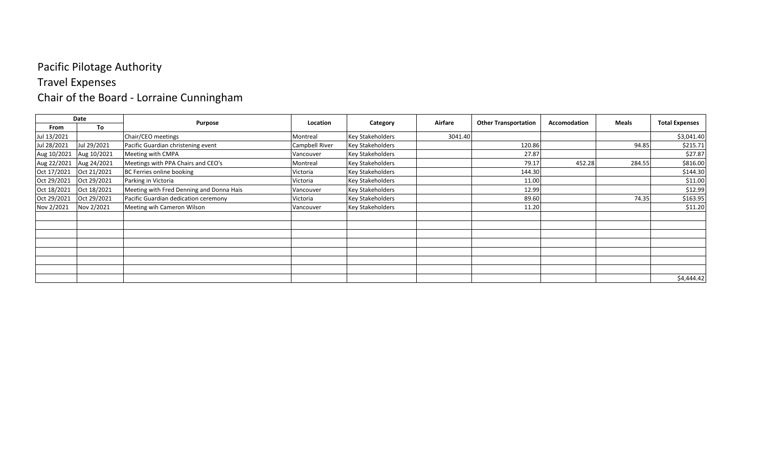# Pacific Pilotage Authority

## Travel Expenses

## Chair of the Board - Lorraine Cunningham

| Date | | Purpose | Location | Category | Airfare | Other Transportation | Accomodation | Meals | Total Expenses |
|---|---|---|---|---|---|---|---|---|---|
| From | To | | | | | | | | |
| Jul 13/2021 | | Chair/CEO meetings | Montreal | Key Stakeholders | 3041.40 | | | | $3,041.40 |
| Jul 28/2021 | Jul 29/2021 | Pacific Guardian christening event | Campbell River | Key Stakeholders | | 120.86 | | 94.85 | $215.71 |
| Aug 10/2021 | Aug 10/2021 | Meeting with CMPA | Vancouver | Key Stakeholders | | 27.87 | | | $27.87 |
| Aug 22/2021 | Aug 24/2021 | Meetings with PPA Chairs and CEO's | Montreal | Key Stakeholders | | 79.17 | 452.28 | 284.55 | $816.00 |
| Oct 17/2021 | Oct 21/2021 | BC Ferries online booking | Victoria | Key Stakeholders | | 144.30 | | | $144.30 |
| Oct 29/2021 | Oct 29/2021 | Parking in Victoria | Victoria | Key Stakeholders | | 11.00 | | | $11.00 |
| Oct 18/2021 | Oct 18/2021 | Meeting with Fred Denning and Donna Hais | Vancouver | Key Stakeholders | | 12.99 | | | $12.99 |
| Oct 29/2021 | Oct 29/2021 | Pacific Guardian dedication ceremony | Victoria | Key Stakeholders | | 89.60 | | 74.35 | $163.95 |
| Nov 2/2021 | Nov 2/2021 | Meeting wih Cameron Wilson | Vancouver | Key Stakeholders | | 11.20 | | | $11.20 |
| | | | | | | | | | |
| | | | | | | | | | |
| | | | | | | | | | |
| | | | | | | | | | |
| | | | | | | | | | |
| | | | | | | | | | |
| | | | | | | | | | |
| | | | | | | | | | $4,444.42 |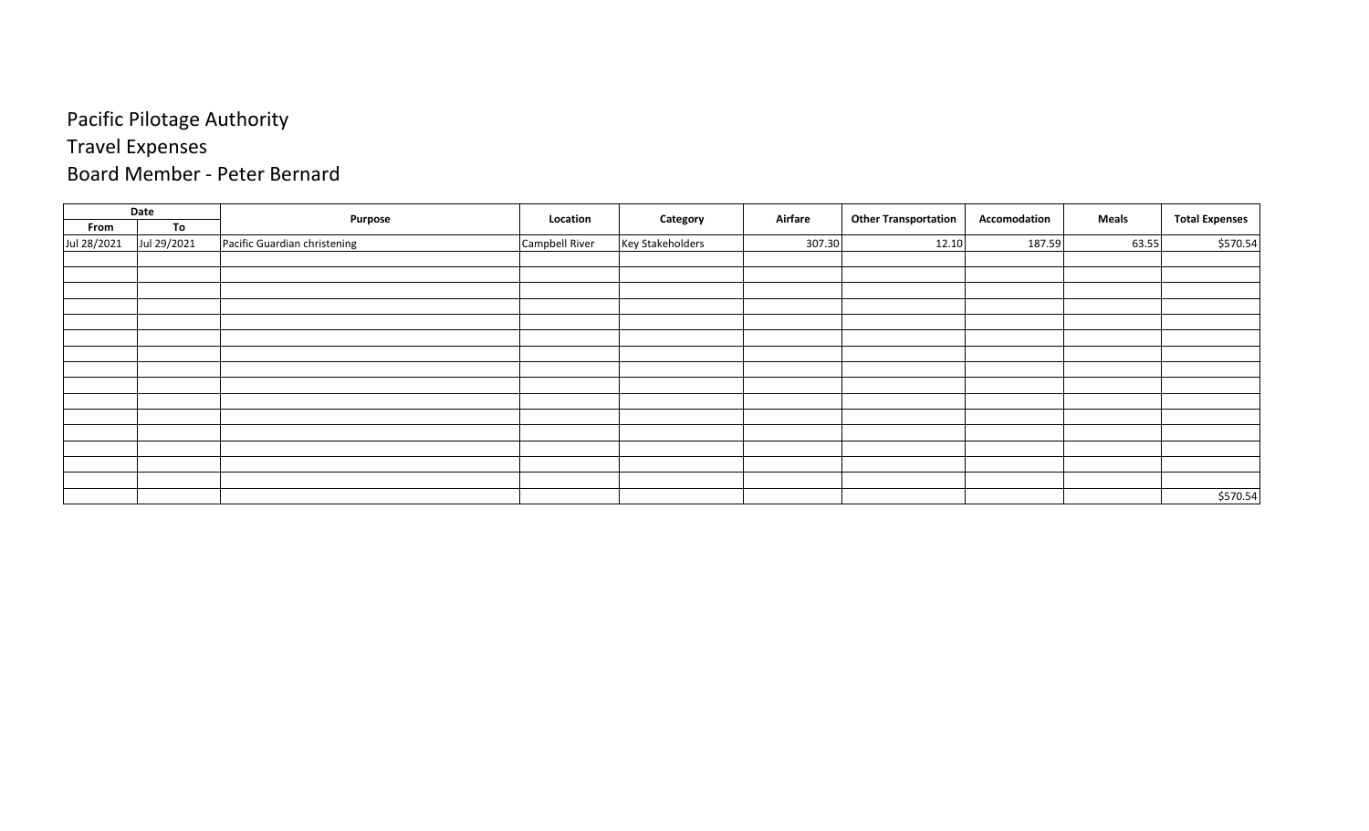Pacific Pilotage Authority

Travel Expenses

Board Member - Peter Bernard

| Date | | Purpose | Location | Category | Airfare | Other Transportation | Accomodation | Meals | Total Expenses |
|---|---|---|---|---|---|---|---|---|---|
| From | To | | | | | | | | |
| Jul 28/2021 | Jul 29/2021 | Pacific Guardian christening | Campbell River | Key Stakeholders | 307.30 | 12.10 | 187.59 | 63.55 | $570.54 |
| | | | | | | | | | |
| | | | | | | | | | |
| | | | | | | | | | |
| | | | | | | | | | |
| | | | | | | | | | |
| | | | | | | | | | |
| | | | | | | | | | |
| | | | | | | | | | |
| | | | | | | | | | |
| | | | | | | | | | |
| | | | | | | | | | |
| | | | | | | | | | |
| | | | | | | | | | |
| | | | | | | | | | |
| | | | | | | | | | |
| | | | | | | | | | $570.54 |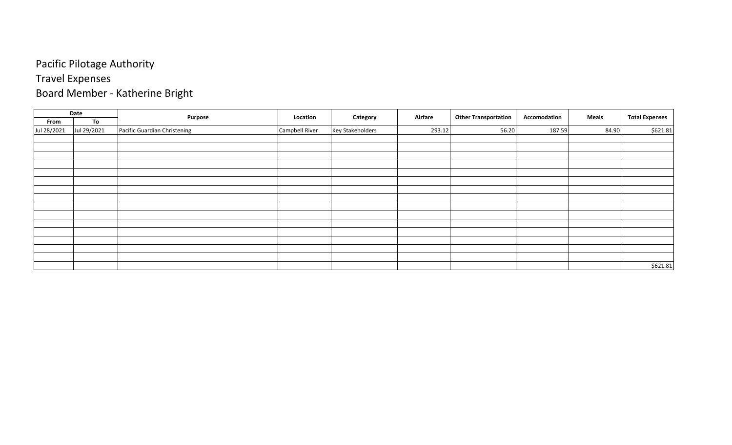Pacific Pilotage Authority

Travel Expenses

Board Member - Katherine Bright

| Date | | Purpose | Location | Category | Airfare | Other Transportation | Accomodation | Meals | Total Expenses |
|---|---|---|---|---|---|---|---|---|---|
| From | To | | | | | | | | |
| Jul 28/2021 | Jul 29/2021 | Pacific Guardian Christening | Campbell River | Key Stakeholders | 293.12 | 56.20 | 187.59 | 84.90 | $621.81 |
| | | | | | | | | | |
| | | | | | | | | | |
| | | | | | | | | | |
| | | | | | | | | | |
| | | | | | | | | | |
| | | | | | | | | | |
| | | | | | | | | | |
| | | | | | | | | | |
| | | | | | | | | | |
| | | | | | | | | | |
| | | | | | | | | | |
| | | | | | | | | | |
| | | | | | | | | | |
| | | | | | | | | | |
| | | | | | | | | | |
| | | | | | | | | $621.81 |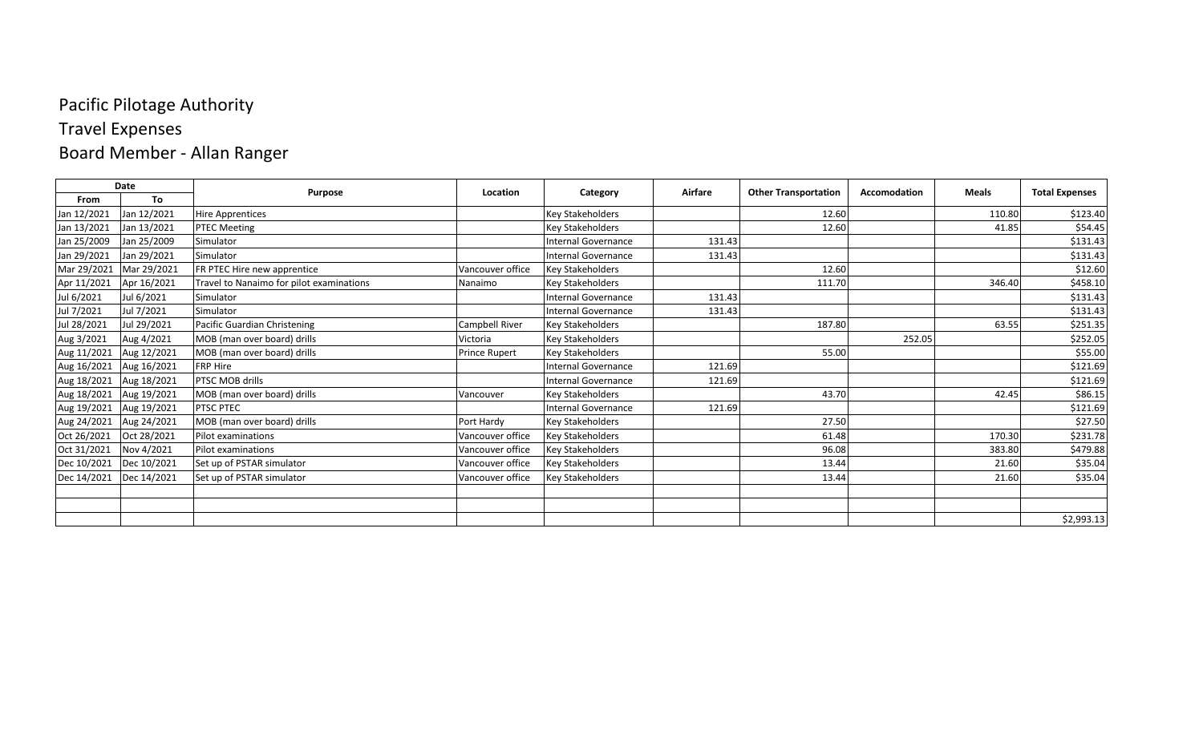# Pacific Pilotage Authority

## Travel Expenses

## Board Member - Allan Ranger

| Date | | Purpose | Location | Category | Airfare | Other Transportation | Accomodation | Meals | Total Expenses |
|---|---|---|---|---|---|---|---|---|---|
| From | To | | | | | | | | |
| Jan 12/2021 | Jan 12/2021 | Hire Apprentices | | Key Stakeholders | | 12.60 | | 110.80 | $123.40 |
| Jan 13/2021 | Jan 13/2021 | PTEC Meeting | | Key Stakeholders | | 12.60 | | 41.85 | $54.45 |
| Jan 25/2009 | Jan 25/2009 | Simulator | | Internal Governance | 131.43 | | | | $131.43 |
| Jan 29/2021 | Jan 29/2021 | Simulator | | Internal Governance | 131.43 | | | | $131.43 |
| Mar 29/2021 | Mar 29/2021 | FR PTEC Hire new apprentice | Vancouver office | Key Stakeholders | | 12.60 | | | $12.60 |
| Apr 11/2021 | Apr 16/2021 | Travel to Nanaimo for pilot examinations | Nanaimo | Key Stakeholders | | 111.70 | | 346.40 | $458.10 |
| Jul 6/2021 | Jul 6/2021 | Simulator | | Internal Governance | 131.43 | | | | $131.43 |
| Jul 7/2021 | Jul 7/2021 | Simulator | | Internal Governance | 131.43 | | | | $131.43 |
| Jul 28/2021 | Jul 29/2021 | Pacific Guardian Christening | Campbell River | Key Stakeholders | | 187.80 | | 63.55 | $251.35 |
| Aug 3/2021 | Aug 4/2021 | MOB (man over board) drills | Victoria | Key Stakeholders | | | 252.05 | | $252.05 |
| Aug 11/2021 | Aug 12/2021 | MOB (man over board) drills | Prince Rupert | Key Stakeholders | | 55.00 | | | $55.00 |
| Aug 16/2021 | Aug 16/2021 | FRP Hire | | Internal Governance | 121.69 | | | | $121.69 |
| Aug 18/2021 | Aug 18/2021 | PTSC MOB drills | | Internal Governance | 121.69 | | | | $121.69 |
| Aug 18/2021 | Aug 19/2021 | MOB (man over board) drills | Vancouver | Key Stakeholders | | 43.70 | | 42.45 | $86.15 |
| Aug 19/2021 | Aug 19/2021 | PTSC PTEC | | Internal Governance | 121.69 | | | | $121.69 |
| Aug 24/2021 | Aug 24/2021 | MOB (man over board) drills | Port Hardy | Key Stakeholders | | 27.50 | | | $27.50 |
| Oct 26/2021 | Oct 28/2021 | Pilot examinations | Vancouver office | Key Stakeholders | | 61.48 | | 170.30 | $231.78 |
| Oct 31/2021 | Nov 4/2021 | Pilot examinations | Vancouver office | Key Stakeholders | | 96.08 | | 383.80 | $479.88 |
| Dec 10/2021 | Dec 10/2021 | Set up of PSTAR simulator | Vancouver office | Key Stakeholders | | 13.44 | | 21.60 | $35.04 |
| Dec 14/2021 | Dec 14/2021 | Set up of PSTAR simulator | Vancouver office | Key Stakeholders | | 13.44 | | 21.60 | $35.04 |
| | | | | | | | | | |
| | | | | | | | | | |
| | | | | | | | | | $2,993.13 |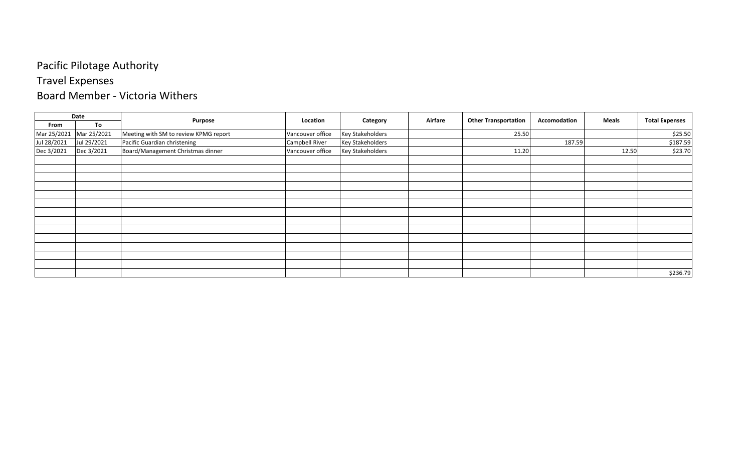# Pacific Pilotage Authority

## Travel Expenses

## Board Member - Victoria Withers

| Date | | Purpose | Location | Category | Airfare | Other Transportation | Accomodation | Meals | Total Expenses |
|---|---|---|---|---|---|---|---|---|---|
| From | To | | | | | | | | |
| Mar 25/2021 | Mar 25/2021 | Meeting with SM to review KPMG report | Vancouver office | Key Stakeholders | | 25.50 | | | $25.50 |
| Jul 28/2021 | Jul 29/2021 | Pacific Guardian christening | Campbell River | Key Stakeholders | | | 187.59 | | $187.59 |
| Dec 3/2021 | Dec 3/2021 | Board/Management Christmas dinner | Vancouver office | Key Stakeholders | | 11.20 | | 12.50 | $23.70 |
| | | | | | | | | | |
| | | | | | | | | | |
| | | | | | | | | | |
| | | | | | | | | | |
| | | | | | | | | | |
| | | | | | | | | | |
| | | | | | | | | | |
| | | | | | | | | | |
| | | | | | | | | | |
| | | | | | | | | | |
| | | | | | | | | | |
| | | | | | | | | | |
| | | | | | | | | | |
| | | | | | | | | | $236.79 |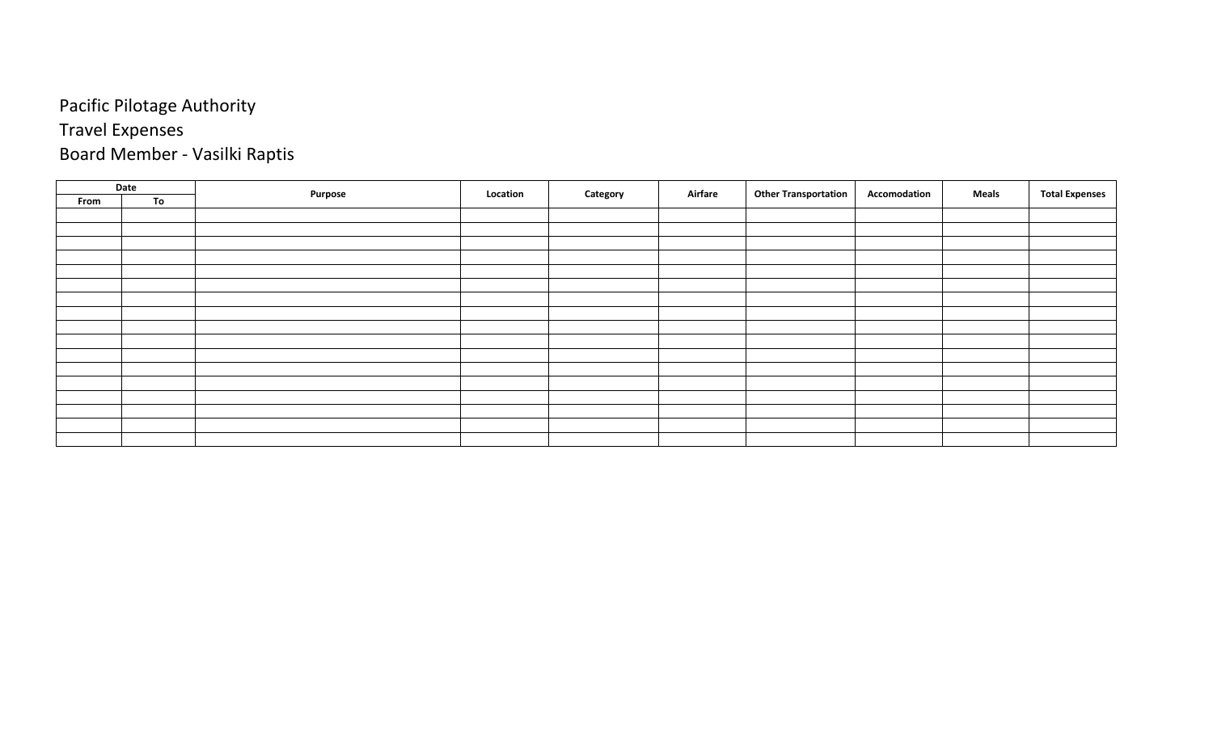Pacific Pilotage Authority
Travel Expenses
Board Member - Vasilki Raptis

| Date | | Purpose | Location | Category | Airfare | Other Transportation | Accomodation | Meals | Total Expenses |
|---|---|---|---|---|---|---|---|---|---|
| From | To | | | | | | | | |
| | | | | | | | | | |
| | | | | | | | | | |
| | | | | | | | | | |
| | | | | | | | | | |
| | | | | | | | | | |
| | | | | | | | | | |
| | | | | | | | | | |
| | | | | | | | | | |
| | | | | | | | | | |
| | | | | | | | | | |
| | | | | | | | | | |
| | | | | | | | | | |
| | | | | | | | | | |
| | | | | | | | | | |
| | | | | | | | | | |
| | | | | | | | | | |
| | | | | | | | | | |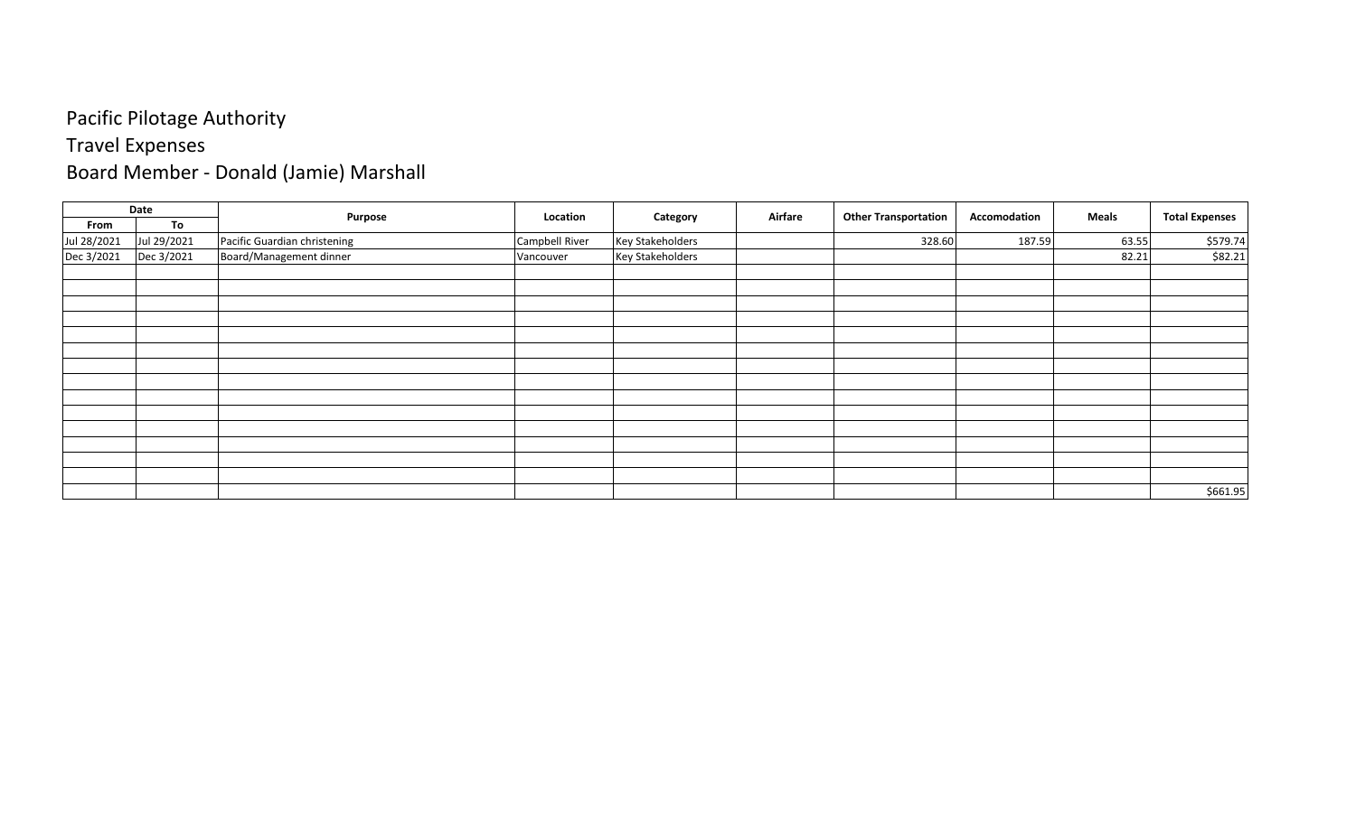Pacific Pilotage Authority

Travel Expenses

Board Member - Donald (Jamie) Marshall

| Date | | Purpose | Location | Category | Airfare | Other Transportation | Accomodation | Meals | Total Expenses |
|---|---|---|---|---|---|---|---|---|---|
| From | To | | | | | | | | |
| Jul 28/2021 | Jul 29/2021 | Pacific Guardian christening | Campbell River | Key Stakeholders | | 328.60 | 187.59 | 63.55 | $579.74 |
| Dec 3/2021 | Dec 3/2021 | Board/Management dinner | Vancouver | Key Stakeholders | | | | 82.21 | $82.21 |
| | | | | | | | | | |
| | | | | | | | | | |
| | | | | | | | | | |
| | | | | | | | | | |
| | | | | | | | | | |
| | | | | | | | | | |
| | | | | | | | | | |
| | | | | | | | | | |
| | | | | | | | | | |
| | | | | | | | | | |
| | | | | | | | | | |
| | | | | | | | | | |
| | | | | | | | | | |
| | | | | | | | | | |
| | | | | | | | | $661.95 |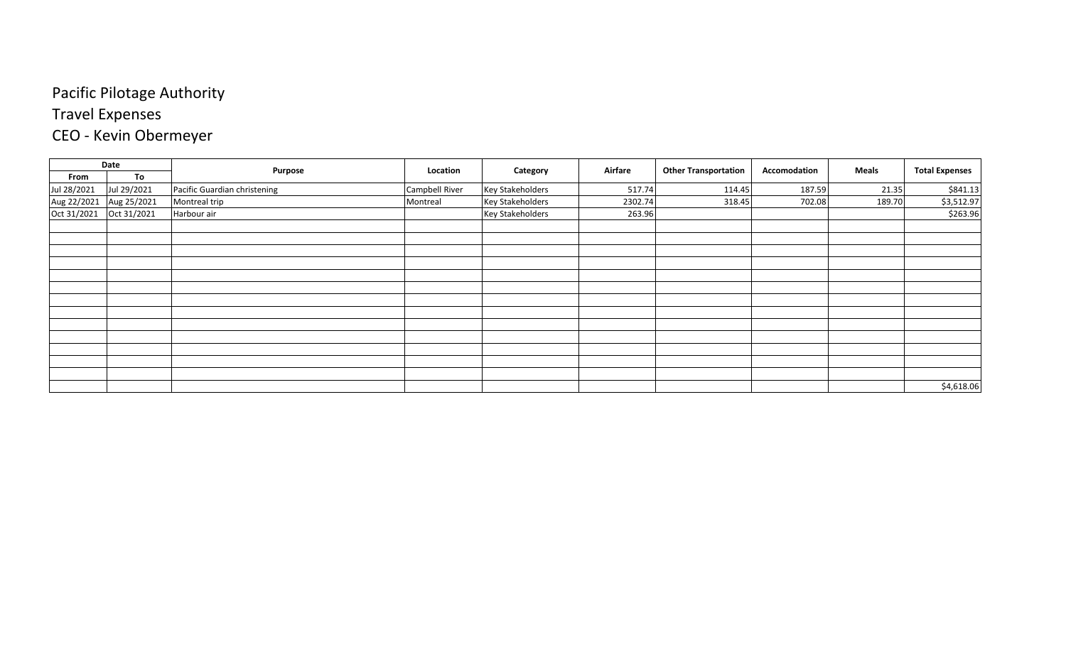Pacific Pilotage Authority

Travel Expenses

CEO - Kevin Obermeyer

| Date | | Purpose | Location | Category | Airfare | Other Transportation | Accomodation | Meals | Total Expenses |
|---|---|---|---|---|---|---|---|---|---|
| From | To | | | | | | | | |
| Jul 28/2021 | Jul 29/2021 | Pacific Guardian christening | Campbell River | Key Stakeholders | 517.74 | 114.45 | 187.59 | 21.35 | $841.13 |
| Aug 22/2021 | Aug 25/2021 | Montreal trip | Montreal | Key Stakeholders | 2302.74 | 318.45 | 702.08 | 189.70 | $3,512.97 |
| Oct 31/2021 | Oct 31/2021 | Harbour air | | Key Stakeholders | 263.96 | | | | $263.96 |
| | | | | | | | | | $4,618.06 |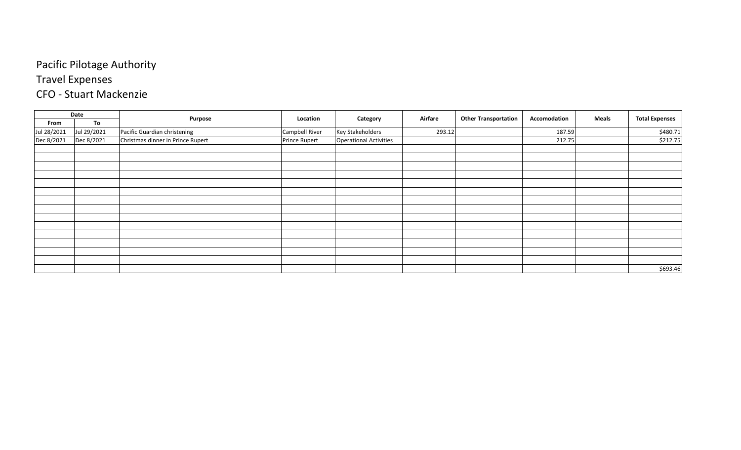# Pacific Pilotage Authority

## Travel Expenses

## CFO - Stuart Mackenzie

| Date | | Purpose | Location | Category | Airfare | Other Transportation | Accomodation | Meals | Total Expenses |
|---|---|---|---|---|---|---|---|---|---|
| From | To | | | | | | | | |
| Jul 28/2021 | Jul 29/2021 | Pacific Guardian christening | Campbell River | Key Stakeholders | 293.12 | | 187.59 | | $480.71 |
| Dec 8/2021 | Dec 8/2021 | Christmas dinner in Prince Rupert | Prince Rupert | Operational Activities | | | 212.75 | | $212.75 |
| | | | | | | | | | |
| | | | | | | | | | |
| | | | | | | | | | |
| | | | | | | | | | |
| | | | | | | | | | |
| | | | | | | | | | |
| | | | | | | | | | |
| | | | | | | | | | |
| | | | | | | | | | |
| | | | | | | | | | |
| | | | | | | | | | |
| | | | | | | | | | |
| | | | | | | | | | |
| | | | | | | | | | |
| | | | | | | | | | $693.46 |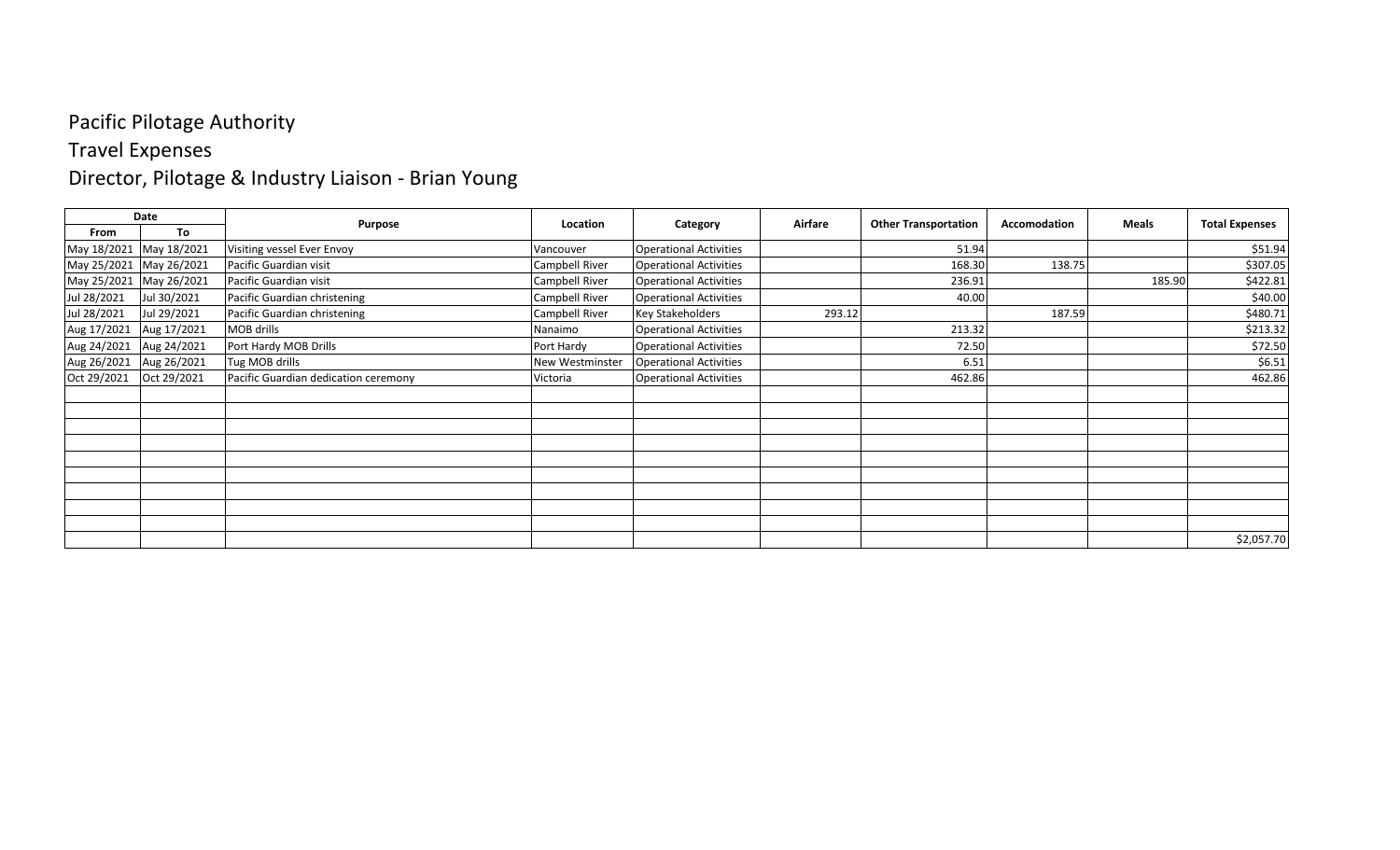# Pacific Pilotage Authority

## Travel Expenses

## Director, Pilotage & Industry Liaison - Brian Young

| Date | | Purpose | Location | Category | Airfare | Other Transportation | Accomodation | Meals | Total Expenses |
|---|---|---|---|---|---|---|---|---|---|
| From | To | | | | | | | | |
| May 18/2021 | May 18/2021 | Visiting vessel Ever Envoy | Vancouver | Operational Activities | | 51.94 | | | $51.94 |
| May 25/2021 | May 26/2021 | Pacific Guardian visit | Campbell River | Operational Activities | | 168.30 | 138.75 | | $307.05 |
| May 25/2021 | May 26/2021 | Pacific Guardian visit | Campbell River | Operational Activities | | 236.91 | | 185.90 | $422.81 |
| Jul 28/2021 | Jul 30/2021 | Pacific Guardian christening | Campbell River | Operational Activities | | 40.00 | | | $40.00 |
| Jul 28/2021 | Jul 29/2021 | Pacific Guardian christening | Campbell River | Key Stakeholders | 293.12 | | 187.59 | | $480.71 |
| Aug 17/2021 | Aug 17/2021 | MOB drills | Nanaimo | Operational Activities | | 213.32 | | | $213.32 |
| Aug 24/2021 | Aug 24/2021 | Port Hardy MOB Drills | Port Hardy | Operational Activities | | 72.50 | | | $72.50 |
| Aug 26/2021 | Aug 26/2021 | Tug MOB drills | New Westminster | Operational Activities | | 6.51 | | | $6.51 |
| Oct 29/2021 | Oct 29/2021 | Pacific Guardian dedication ceremony | Victoria | Operational Activities | | 462.86 | | | 462.86 |
| | | | | | | | | | |
| | | | | | | | | | |
| | | | | | | | | | |
| | | | | | | | | | |
| | | | | | | | | | |
| | | | | | | | | | |
| | | | | | | | | | |
| | | | | | | | | | |
| | | | | | | | | | |
| | | | | | | | | | $2,057.70 |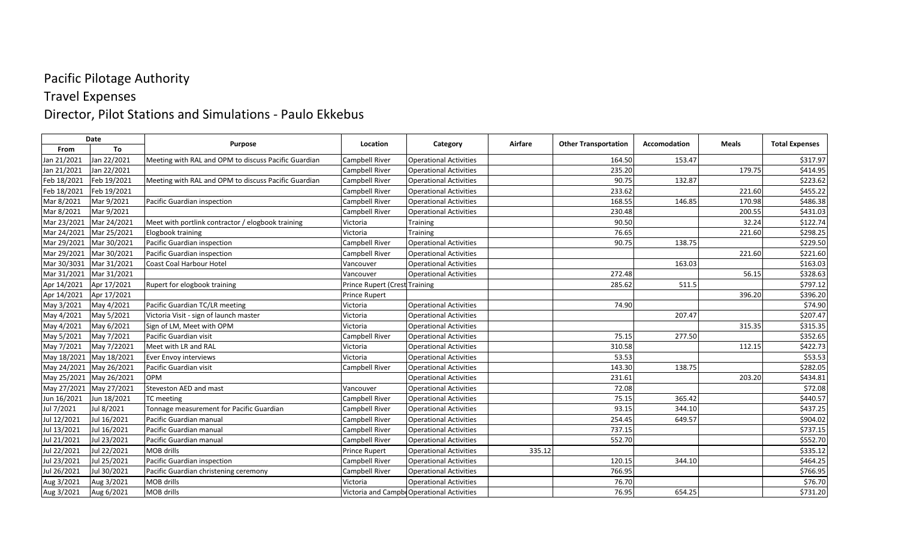# Pacific Pilotage Authority

## Travel Expenses

## Director, Pilot Stations and Simulations - Paulo Ekkebus

| Date | | Purpose | Location | Category | Airfare | Other Transportation | Accomodation | Meals | Total Expenses |
|---|---|---|---|---|---|---|---|---|---|
| From | To | | | | | | | | |
| Jan 21/2021 | Jan 22/2021 | Meeting with RAL and OPM to discuss Pacific Guardian | Campbell River | Operational Activities | | 164.50 | 153.47 | | $317.97 |
| Jan 21/2021 | Jan 22/2021 | | Campbell River | Operational Activities | | 235.20 | | 179.75 | $414.95 |
| Feb 18/2021 | Feb 19/2021 | Meeting with RAL and OPM to discuss Pacific Guardian | Campbell River | Operational Activities | | 90.75 | 132.87 | | $223.62 |
| Feb 18/2021 | Feb 19/2021 | | Campbell River | Operational Activities | | 233.62 | | 221.60 | $455.22 |
| Mar 8/2021 | Mar 9/2021 | Pacific Guardian inspection | Campbell River | Operational Activities | | 168.55 | 146.85 | 170.98 | $486.38 |
| Mar 8/2021 | Mar 9/2021 | | Campbell River | Operational Activities | | 230.48 | | 200.55 | $431.03 |
| Mar 23/2021 | Mar 24/2021 | Meet with portlink contractor / elogbook training | Victoria | Training | | 90.50 | | 32.24 | $122.74 |
| Mar 24/2021 | Mar 25/2021 | Elogbook training | Victoria | Training | | 76.65 | | 221.60 | $298.25 |
| Mar 29/2021 | Mar 30/2021 | Pacific Guardian inspection | Campbell River | Operational Activities | | 90.75 | 138.75 | | $229.50 |
| Mar 29/2021 | Mar 30/2021 | Pacific Guardian inspection | Campbell River | Operational Activities | | | | 221.60 | $221.60 |
| Mar 30/3031 | Mar 31/2021 | Coast Coal Harbour Hotel | Vancouver | Operational Activities | | | 163.03 | | $163.03 |
| Mar 31/2021 | Mar 31/2021 | | Vancouver | Operational Activities | | 272.48 | | 56.15 | $328.63 |
| Apr 14/2021 | Apr 17/2021 | Rupert for elogbook training | Prince Rupert (Crest | Training | | 285.62 | 511.5 | | $797.12 |
| Apr 14/2021 | Apr 17/2021 | | Prince Rupert | | | | | 396.20 | $396.20 |
| May 3/2021 | May 4/2021 | Pacific Guardian TC/LR meeting | Victoria | Operational Activities | | 74.90 | | | $74.90 |
| May 4/2021 | May 5/2021 | Victoria Visit - sign of launch master | Victoria | Operational Activities | | | 207.47 | | $207.47 |
| May 4/2021 | May 6/2021 | Sign of LM, Meet with OPM | Victoria | Operational Activities | | | | 315.35 | $315.35 |
| May 5/2021 | May 7/2021 | Pacific Guardian visit | Campbell River | Operational Activities | | 75.15 | 277.50 | | $352.65 |
| May 7/2021 | May 7/22021 | Meet with LR and RAL | Victoria | Operational Activities | | 310.58 | | 112.15 | $422.73 |
| May 18/2021 | May 18/2021 | Ever Envoy interviews | Victoria | Operational Activities | | 53.53 | | | $53.53 |
| May 24/2021 | May 26/2021 | Pacific Guardian visit | Campbell River | Operational Activities | | 143.30 | 138.75 | | $282.05 |
| May 25/2021 | May 26/2021 | OPM | | Operational Activities | | 231.61 | | 203.20 | $434.81 |
| May 27/2021 | May 27/2021 | Steveston AED and mast | Vancouver | Operational Activities | | 72.08 | | | $72.08 |
| Jun 16/2021 | Jun 18/2021 | TC meeting | Campbell River | Operational Activities | | 75.15 | 365.42 | | $440.57 |
| Jul 7/2021 | Jul 8/2021 | Tonnage measurement for Pacific Guardian | Campbell River | Operational Activities | | 93.15 | 344.10 | | $437.25 |
| Jul 12/2021 | Jul 16/2021 | Pacific Guardian manual | Campbell River | Operational Activities | | 254.45 | 649.57 | | $904.02 |
| Jul 13/2021 | Jul 16/2021 | Pacific Guardian manual | Campbell River | Operational Activities | | 737.15 | | | $737.15 |
| Jul 21/2021 | Jul 23/2021 | Pacific Guardian manual | Campbell River | Operational Activities | | 552.70 | | | $552.70 |
| Jul 22/2021 | Jul 22/2021 | MOB drills | Prince Rupert | Operational Activities | 335.12 | | | | $335.12 |
| Jul 23/2021 | Jul 25/2021 | Pacific Guardian inspection | Campbell River | Operational Activities | | 120.15 | 344.10 | | $464.25 |
| Jul 26/2021 | Jul 30/2021 | Pacific Guardian christening ceremony | Campbell River | Operational Activities | | 766.95 | | | $766.95 |
| Aug 3/2021 | Aug 3/2021 | MOB drills | Victoria | Operational Activities | | 76.70 | | | $76.70 |
| Aug 3/2021 | Aug 6/2021 | MOB drills | Victoria and Campb | Operational Activities | | 76.95 | 654.25 | | $731.20 |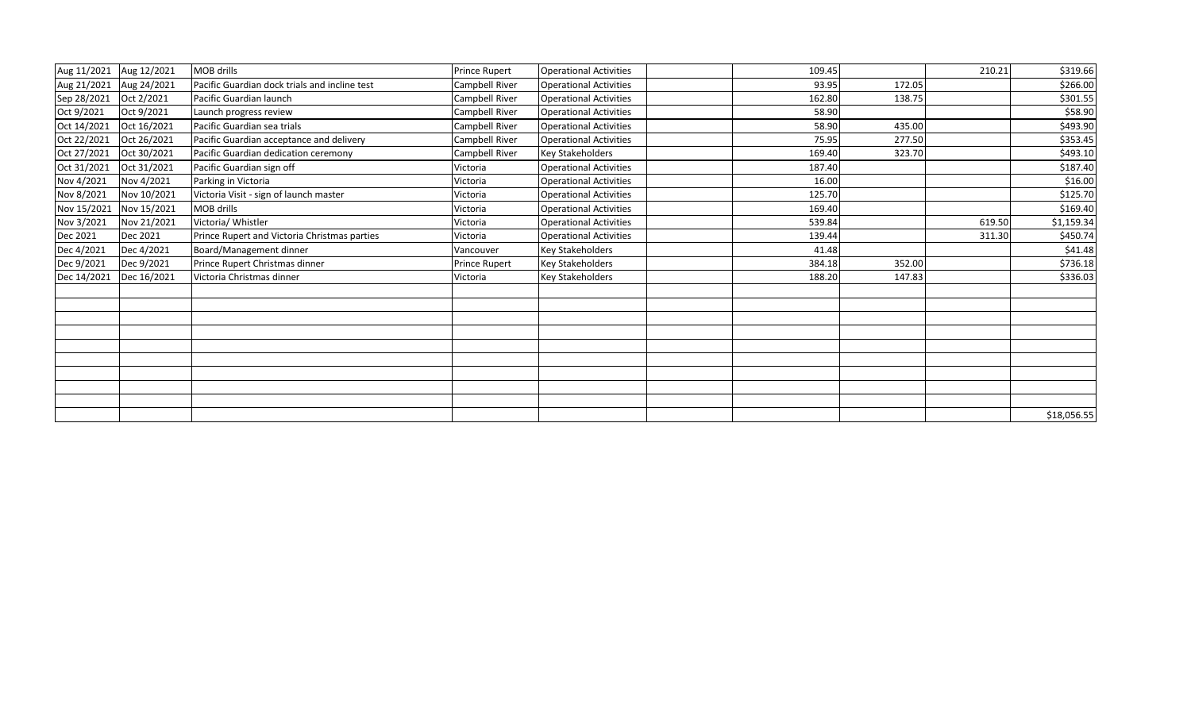| | | | | | | | | | |
|---|---|---|---|---|---|---|---|---|---|
| Aug 11/2021 | Aug 12/2021 | MOB drills | Prince Rupert | Operational Activities | | 109.45 | | 210.21 | $319.66 |
| Aug 21/2021 | Aug 24/2021 | Pacific Guardian dock trials and incline test | Campbell River | Operational Activities | | 93.95 | 172.05 | | $266.00 |
| Sep 28/2021 | Oct 2/2021 | Pacific Guardian launch | Campbell River | Operational Activities | | 162.80 | 138.75 | | $301.55 |
| Oct 9/2021 | Oct 9/2021 | Launch progress review | Campbell River | Operational Activities | | 58.90 | | | $58.90 |
| Oct 14/2021 | Oct 16/2021 | Pacific Guardian sea trials | Campbell River | Operational Activities | | 58.90 | 435.00 | | $493.90 |
| Oct 22/2021 | Oct 26/2021 | Pacific Guardian acceptance and delivery | Campbell River | Operational Activities | | 75.95 | 277.50 | | $353.45 |
| Oct 27/2021 | Oct 30/2021 | Pacific Guardian dedication ceremony | Campbell River | Key Stakeholders | | 169.40 | 323.70 | | $493.10 |
| Oct 31/2021 | Oct 31/2021 | Pacific Guardian sign off | Victoria | Operational Activities | | 187.40 | | | $187.40 |
| Nov 4/2021 | Nov 4/2021 | Parking in Victoria | Victoria | Operational Activities | | 16.00 | | | $16.00 |
| Nov 8/2021 | Nov 10/2021 | Victoria Visit - sign of launch master | Victoria | Operational Activities | | 125.70 | | | $125.70 |
| Nov 15/2021 | Nov 15/2021 | MOB drills | Victoria | Operational Activities | | 169.40 | | | $169.40 |
| Nov 3/2021 | Nov 21/2021 | Victoria/ Whistler | Victoria | Operational Activities | | 539.84 | | 619.50 | $1,159.34 |
| Dec 2021 | Dec 2021 | Prince Rupert and Victoria Christmas parties | Victoria | Operational Activities | | 139.44 | | 311.30 | $450.74 |
| Dec 4/2021 | Dec 4/2021 | Board/Management dinner | Vancouver | Key Stakeholders | | 41.48 | | | $41.48 |
| Dec 9/2021 | Dec 9/2021 | Prince Rupert Christmas dinner | Prince Rupert | Key Stakeholders | | 384.18 | 352.00 | | $736.18 |
| Dec 14/2021 | Dec 16/2021 | Victoria Christmas dinner | Victoria | Key Stakeholders | | 188.20 | 147.83 | | $336.03 |
| | | | | | | | | | |
| | | | | | | | | | |
| | | | | | | | | | |
| | | | | | | | | | |
| | | | | | | | | | |
| | | | | | | | | | |
| | | | | | | | | | |
| | | | | | | | | | |
| | | | | | | | | | $18,056.55 |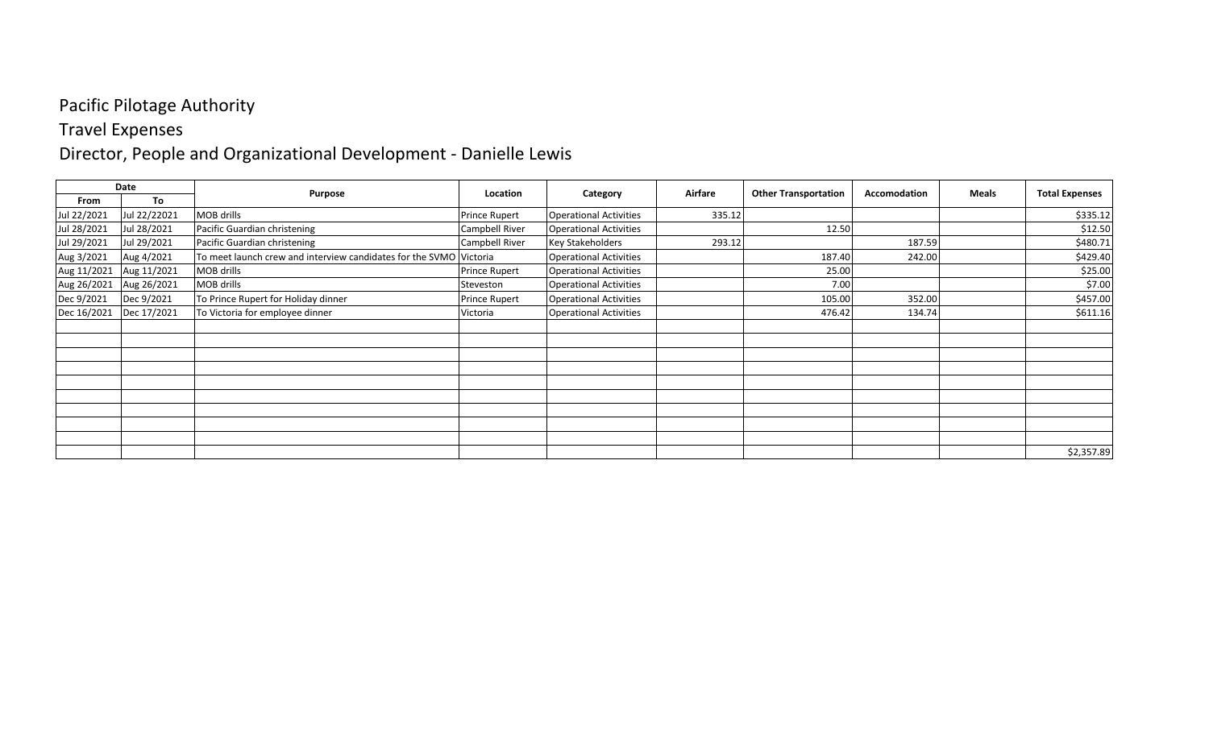# Pacific Pilotage Authority

## Travel Expenses

## Director, People and Organizational Development - Danielle Lewis

| Date | | Purpose | Location | Category | Airfare | Other Transportation | Accomodation | Meals | Total Expenses |
|---|---|---|---|---|---|---|---|---|---|
| From | To | | | | | | | | |
| Jul 22/2021 | Jul 22/22021 | MOB drills | Prince Rupert | Operational Activities | 335.12 | | | | $335.12 |
| Jul 28/2021 | Jul 28/2021 | Pacific Guardian christening | Campbell River | Operational Activities | | 12.50 | | | $12.50 |
| Jul 29/2021 | Jul 29/2021 | Pacific Guardian christening | Campbell River | Key Stakeholders | 293.12 | | 187.59 | | $480.71 |
| Aug 3/2021 | Aug 4/2021 | To meet launch crew and interview candidates for the SVMO | Victoria | Operational Activities | | 187.40 | 242.00 | | $429.40 |
| Aug 11/2021 | Aug 11/2021 | MOB drills | Prince Rupert | Operational Activities | | 25.00 | | | $25.00 |
| Aug 26/2021 | Aug 26/2021 | MOB drills | Steveston | Operational Activities | | 7.00 | | | $7.00 |
| Dec 9/2021 | Dec 9/2021 | To Prince Rupert for Holiday dinner | Prince Rupert | Operational Activities | | 105.00 | 352.00 | | $457.00 |
| Dec 16/2021 | Dec 17/2021 | To Victoria for employee dinner | Victoria | Operational Activities | | 476.42 | 134.74 | | $611.16 |
| | | | | | | | | | |
| | | | | | | | | | |
| | | | | | | | | | |
| | | | | | | | | | |
| | | | | | | | | | |
| | | | | | | | | | |
| | | | | | | | | | |
| | | | | | | | | | |
| | | | | | | | | | |
| | | | | | | | | | $2,357.89 |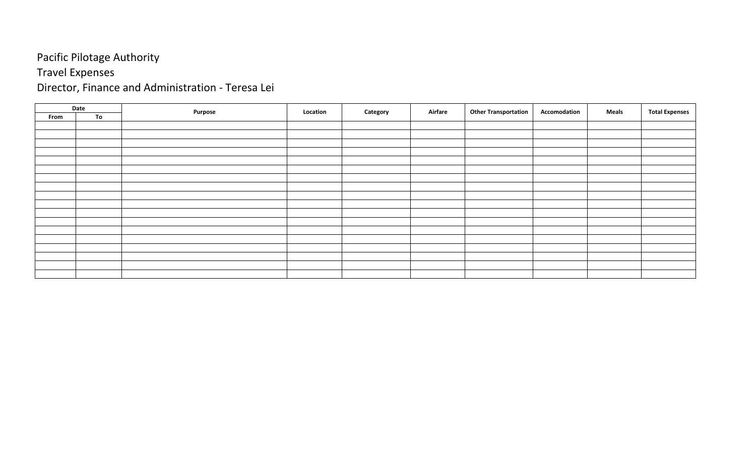Pacific Pilotage Authority

Travel Expenses

Director, Finance and Administration - Teresa Lei

| Date | | Purpose | Location | Category | Airfare | Other Transportation | Accomodation | Meals | Total Expenses |
|---|---|---|---|---|---|---|---|---|---|
| From | To | | | | | | | | |
| | | | | | | | | | |
| | | | | | | | | | |
| | | | | | | | | | |
| | | | | | | | | | |
| | | | | | | | | | |
| | | | | | | | | | |
| | | | | | | | | | |
| | | | | | | | | | |
| | | | | | | | | | |
| | | | | | | | | | |
| | | | | | | | | | |
| | | | | | | | | | |
| | | | | | | | | | |
| | | | | | | | | | |
| | | | | | | | | | |
| | | | | | | | | | |
| | | | | | | | | | |
| | | | | | | | | | |